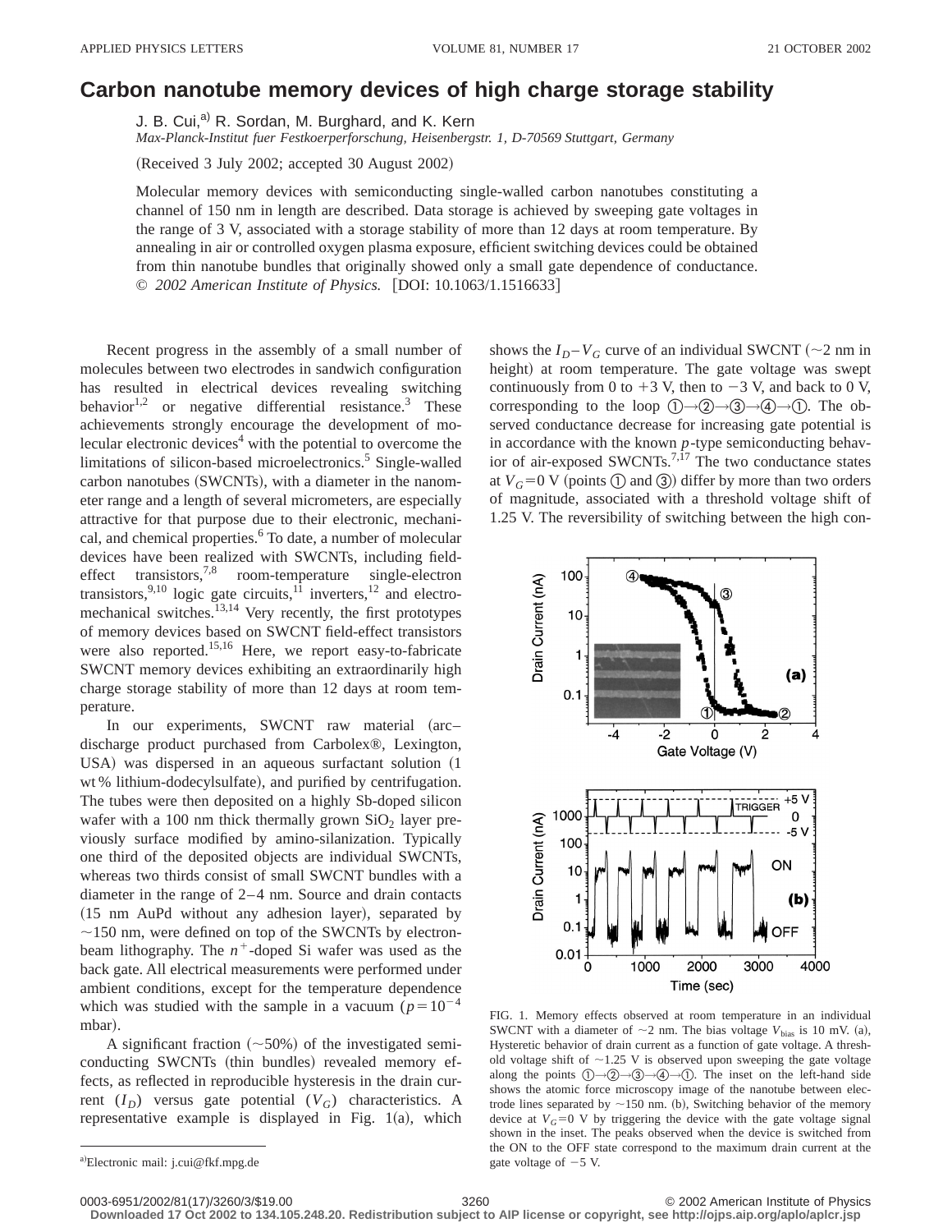# Carbon nanotube memory devices of high charge storage stability

J. B. Cui,[a] R. Sordan, M. Burghard, and K. Kern

*Max-Planck-Institut fuer Festkoerperforschung, Heisenbergstr. 1, D-70569 Stuttgart, Germany*

(Received 3 July 2002; accepted 30 August 2002)

Molecular memory devices with semiconducting single-walled carbon nanotubes constituting a channel of 150 nm in length are described. Data storage is achieved by sweeping gate voltages in the range of 3 V, associated with a storage stability of more than 12 days at room temperature. By annealing in air or controlled oxygen plasma exposure, efficient switching devices could be obtained from thin nanotube bundles that originally showed only a small gate dependence of conductance. © *2002 American Institute of Physics.* [DOI: 10.1063/1.1516633]

Recent progress in the assembly of a small number of molecules between two electrodes in sandwich configuration has resulted in electrical devices revealing switching behavior[1,2] or negative differential resistance.[3] These achievements strongly encourage the development of molecular electronic devices[4] with the potential to overcome the limitations of silicon-based microelectronics.[5] Single-walled carbon nanotubes (SWCNTs), with a diameter in the nanometer range and a length of several micrometers, are especially attractive for that purpose due to their electronic, mechanical, and chemical properties.[6] To date, a number of molecular devices have been realized with SWCNTs, including field-effect transistors,[7,8] room-temperature single-electron transistors,[9,10] logic gate circuits,[11] inverters,[12] and electromechanical switches.[13,14] Very recently, the first prototypes of memory devices based on SWCNT field-effect transistors were also reported.[15,16] Here, we report easy-to-fabricate SWCNT memory devices exhibiting an extraordinarily high charge storage stability of more than 12 days at room temperature.

In our experiments, SWCNT raw material (arc–discharge product purchased from Carbolex®, Lexington, USA) was dispersed in an aqueous surfactant solution (1 wt % lithium-dodecylsulfate), and purified by centrifugation. The tubes were then deposited on a highly Sb-doped silicon wafer with a 100 nm thick thermally grown $SiO_2$ layer previously surface modified by amino-silanization. Typically one third of the deposited objects are individual SWCNTs, whereas two thirds consist of small SWCNT bundles with a diameter in the range of 2–4 nm. Source and drain contacts (15 nm AuPd without any adhesion layer), separated by ~150 nm, were defined on top of the SWCNTs by electron-beam lithography. The $n^+$-doped Si wafer was used as the back gate. All electrical measurements were performed under ambient conditions, except for the temperature dependence which was studied with the sample in a vacuum ($p = 10^{-4}$ mbar).

A significant fraction (~50%) of the investigated semiconducting SWCNTs (thin bundles) revealed memory effects, as reflected in reproducible hysteresis in the drain current ($I_D$) versus gate potential ($V_G$) characteristics. A representative example is displayed in Fig. 1(a), which shows the $I_D$–$V_G$ curve of an individual SWCNT (~2 nm in height) at room temperature. The gate voltage was swept continuously from 0 to +3 V, then to −3 V, and back to 0 V, corresponding to the loop ①→②→③→④→①. The observed conductance decrease for increasing gate potential is in accordance with the known *p*-type semiconducting behavior of air-exposed SWCNTs.[7,17] The two conductance states at $V_G = 0$ V (points ① and ③) differ by more than two orders of magnitude, associated with a threshold voltage shift of 1.25 V. The reversibility of switching between the high con-

Drain Current (nA)
100
10
1
0.1
④
③
①
②
(a)
-4 -2 0 2 4
Gate Voltage (V)

Drain Current (nA)
1000
100
10
1
0.1
0.01
TRIGGER
+5 V
0
-5 V
ON
OFF
(b)
0 1000 2000 3000 4000
Time (sec)

FIG. 1. Memory effects observed at room temperature in an individual SWCNT with a diameter of ~2 nm. The bias voltage $V_{bias}$ is 10 mV. (a), Hysteretic behavior of drain current as a function of gate voltage. A threshold voltage shift of ~1.25 V is observed upon sweeping the gate voltage along the points ①→②→③→④→①. The inset on the left-hand side shows the atomic force microscopy image of the nanotube between electrode lines separated by ~150 nm. (b), Switching behavior of the memory device at $V_G = 0$ V by triggering the device with the gate voltage signal shown in the inset. The peaks observed when the device is switched from the ON to the OFF state correspond to the maximum drain current at the gate voltage of −5 V.

[a] Electronic mail: j.cui@fkf.mpg.de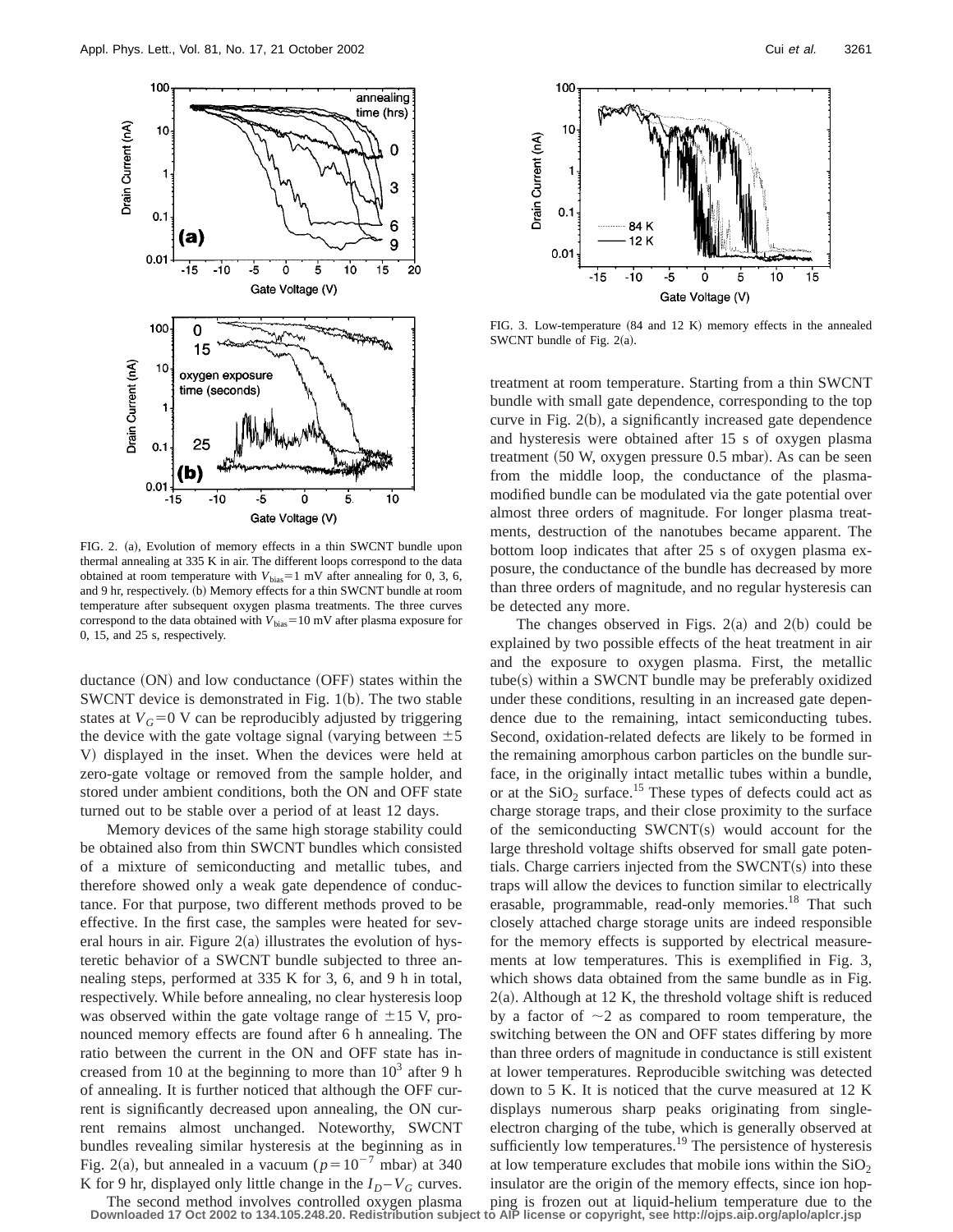annealing time (hrs)
0
3
6
9
(a)
Drain Current (nA)
Gate Voltage (V)
100
10
1
0.1
0.01
-15 -10 -5 0 5 10 15 20

0
15
oxygen exposure time (seconds)
25
(b)
Drain Current (nA)
Gate Voltage (V)
100
10
1
0.1
0.01
-15 -10 -5 0 5 10

FIG. 2. (a), Evolution of memory effects in a thin SWCNT bundle upon thermal annealing at 335 K in air. The different loops correspond to the data obtained at room temperature with $V_{\mathrm{bias}}=1$ mV after annealing for 0, 3, 6, and 9 hr, respectively. (b) Memory effects for a thin SWCNT bundle at room temperature after subsequent oxygen plasma treatments. The three curves correspond to the data obtained with $V_{\mathrm{bias}}=10$ mV after plasma exposure for 0, 15, and 25 s, respectively.

ductance (ON) and low conductance (OFF) states within the SWCNT device is demonstrated in Fig. 1(b). The two stable states at $V_G=0$ V can be reproducibly adjusted by triggering the device with the gate voltage signal (varying between $\pm 5$ V) displayed in the inset. When the devices were held at zero-gate voltage or removed from the sample holder, and stored under ambient conditions, both the ON and OFF state turned out to be stable over a period of at least 12 days.

Memory devices of the same high storage stability could be obtained also from thin SWCNT bundles which consisted of a mixture of semiconducting and metallic tubes, and therefore showed only a weak gate dependence of conductance. For that purpose, two different methods proved to be effective. In the first case, the samples were heated for several hours in air. Figure 2(a) illustrates the evolution of hysteretic behavior of a SWCNT bundle subjected to three annealing steps, performed at 335 K for 3, 6, and 9 h in total, respectively. While before annealing, no clear hysteresis loop was observed within the gate voltage range of $\pm 15$ V, pronounced memory effects are found after 6 h annealing. The ratio between the current in the ON and OFF state has increased from 10 at the beginning to more than $10^3$ after 9 h of annealing. It is further noticed that although the OFF current is significantly decreased upon annealing, the ON current remains almost unchanged. Noteworthy, SWCNT bundles revealing similar hysteresis at the beginning as in Fig. 2(a), but annealed in a vacuum ($p=10^{-7}$ mbar) at 340 K for 9 hr, displayed only little change in the $I_D-V_G$ curves.

The second method involves controlled oxygen plasma treatment at room temperature. Starting from a thin SWCNT bundle with small gate dependence, corresponding to the top curve in Fig. 2(b), a significantly increased gate dependence and hysteresis were obtained after 15 s of oxygen plasma treatment (50 W, oxygen pressure 0.5 mbar). As can be seen from the middle loop, the conductance of the plasma-modified bundle can be modulated via the gate potential over almost three orders of magnitude. For longer plasma treatments, destruction of the nanotubes became apparent. The bottom loop indicates that after 25 s of oxygen plasma exposure, the conductance of the bundle has decreased by more than three orders of magnitude, and no regular hysteresis can be detected any more.

Drain Current (nA)
Gate Voltage (V)
100
10
1
0.1
0.01
84 K
12 K
-15 -10 -5 0 5 10 15

FIG. 3. Low-temperature (84 and 12 K) memory effects in the annealed SWCNT bundle of Fig. 2(a).

The changes observed in Figs. 2(a) and 2(b) could be explained by two possible effects of the heat treatment in air and the exposure to oxygen plasma. First, the metallic tube(s) within a SWCNT bundle may be preferably oxidized under these conditions, resulting in an increased gate dependence due to the remaining, intact semiconducting tubes. Second, oxidation-related defects are likely to be formed in the remaining amorphous carbon particles on the bundle surface, in the originally intact metallic tubes within a bundle, or at the $SiO_2$ surface.[15] These types of defects could act as charge storage traps, and their close proximity to the surface of the semiconducting SWCNT(s) would account for the large threshold voltage shifts observed for small gate potentials. Charge carriers injected from the SWCNT(s) into these traps will allow the devices to function similar to electrically erasable, programmable, read-only memories.[18] That such closely attached charge storage units are indeed responsible for the memory effects is supported by electrical measurements at low temperatures. This is exemplified in Fig. 3, which shows data obtained from the same bundle as in Fig. 2(a). Although at 12 K, the threshold voltage shift is reduced by a factor of $\sim 2$ as compared to room temperature, the switching between the ON and OFF states differing by more than three orders of magnitude in conductance is still existent at lower temperatures. Reproducible switching was detected down to 5 K. It is noticed that the curve measured at 12 K displays numerous sharp peaks originating from single-electron charging of the tube, which is generally observed at sufficiently low temperatures.[19] The persistence of hysteresis at low temperature excludes that mobile ions within the $SiO_2$ insulator are the origin of the memory effects, since ion hopping is frozen out at liquid-helium temperature due to the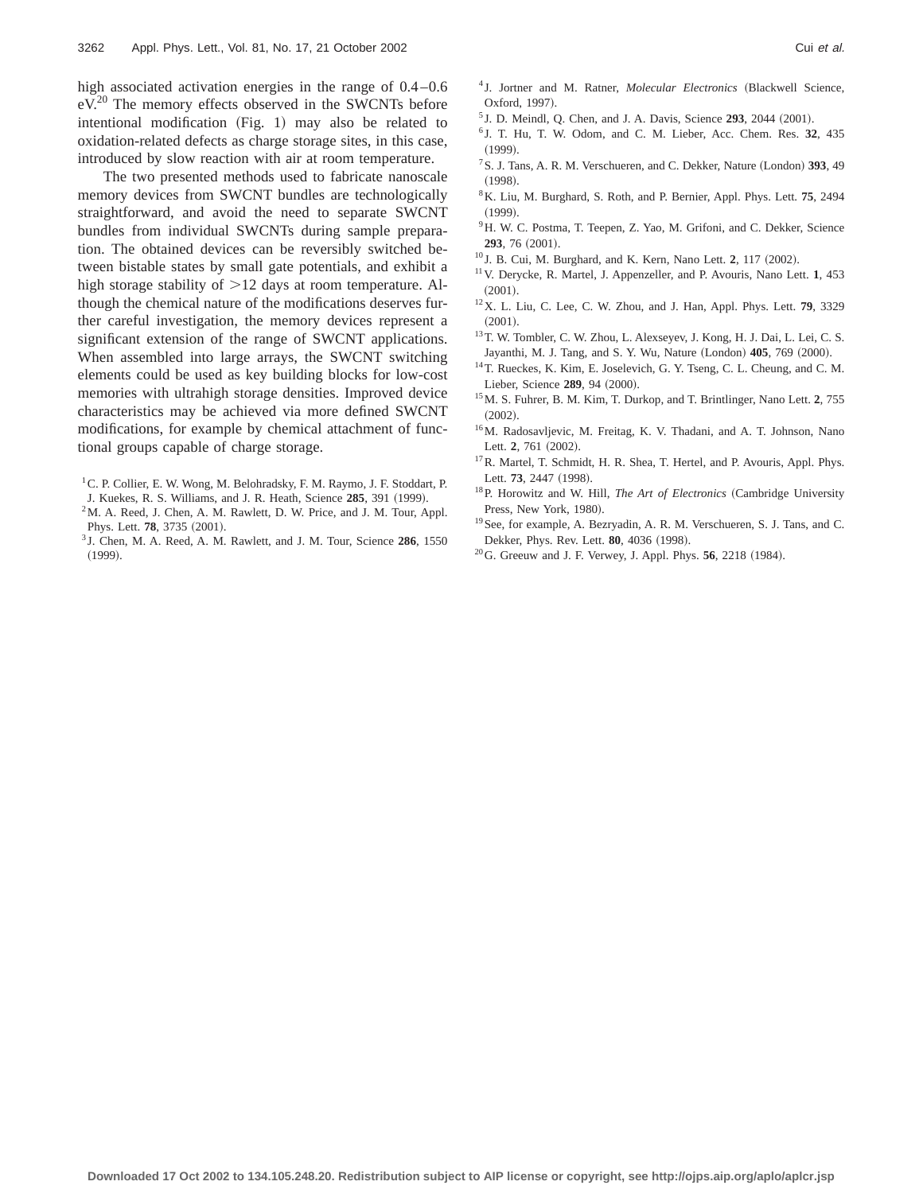high associated activation energies in the range of 0.4–0.6 eV.[20] The memory effects observed in the SWCNTs before intentional modification (Fig. 1) may also be related to oxidation-related defects as charge storage sites, in this case, introduced by slow reaction with air at room temperature.

The two presented methods used to fabricate nanoscale memory devices from SWCNT bundles are technologically straightforward, and avoid the need to separate SWCNT bundles from individual SWCNTs during sample preparation. The obtained devices can be reversibly switched between bistable states by small gate potentials, and exhibit a high storage stability of >12 days at room temperature. Although the chemical nature of the modifications deserves further careful investigation, the memory devices represent a significant extension of the range of SWCNT applications. When assembled into large arrays, the SWCNT switching elements could be used as key building blocks for low-cost memories with ultrahigh storage densities. Improved device characteristics may be achieved via more defined SWCNT modifications, for example by chemical attachment of functional groups capable of charge storage.

[1] C. P. Collier, E. W. Wong, M. Belohradsky, F. M. Raymo, J. F. Stoddart, P. J. Kuekes, R. S. Williams, and J. R. Heath, Science **285**, 391 (1999).

[2] M. A. Reed, J. Chen, A. M. Rawlett, D. W. Price, and J. M. Tour, Appl. Phys. Lett. **78**, 3735 (2001).

[3] J. Chen, M. A. Reed, A. M. Rawlett, and J. M. Tour, Science **286**, 1550 (1999).

[4] J. Jortner and M. Ratner, *Molecular Electronics* (Blackwell Science, Oxford, 1997).

[5] J. D. Meindl, Q. Chen, and J. A. Davis, Science **293**, 2044 (2001).

[6] J. T. Hu, T. W. Odom, and C. M. Lieber, Acc. Chem. Res. **32**, 435 (1999).

[7] S. J. Tans, A. R. M. Verschueren, and C. Dekker, Nature (London) **393**, 49 (1998).

[8] K. Liu, M. Burghard, S. Roth, and P. Bernier, Appl. Phys. Lett. **75**, 2494 (1999).

[9] H. W. C. Postma, T. Teepen, Z. Yao, M. Grifoni, and C. Dekker, Science **293**, 76 (2001).

[10] J. B. Cui, M. Burghard, and K. Kern, Nano Lett. **2**, 117 (2002).

[11] V. Derycke, R. Martel, J. Appenzeller, and P. Avouris, Nano Lett. **1**, 453 (2001).

[12] X. L. Liu, C. Lee, C. W. Zhou, and J. Han, Appl. Phys. Lett. **79**, 3329 (2001).

[13] T. W. Tombler, C. W. Zhou, L. Alexseyev, J. Kong, H. J. Dai, L. Lei, C. S. Jayanthi, M. J. Tang, and S. Y. Wu, Nature (London) **405**, 769 (2000).

[14] T. Rueckes, K. Kim, E. Joselevich, G. Y. Tseng, C. L. Cheung, and C. M. Lieber, Science **289**, 94 (2000).

[15] M. S. Fuhrer, B. M. Kim, T. Durkop, and T. Brintlinger, Nano Lett. **2**, 755 (2002).

[16] M. Radosavljevic, M. Freitag, K. V. Thadani, and A. T. Johnson, Nano Lett. **2**, 761 (2002).

[17] R. Martel, T. Schmidt, H. R. Shea, T. Hertel, and P. Avouris, Appl. Phys. Lett. **73**, 2447 (1998).

[18] P. Horowitz and W. Hill, *The Art of Electronics* (Cambridge University Press, New York, 1980).

[19] See, for example, A. Bezryadin, A. R. M. Verschueren, S. J. Tans, and C. Dekker, Phys. Rev. Lett. **80**, 4036 (1998).

[20] G. Greeuw and J. F. Verwey, J. Appl. Phys. **56**, 2218 (1984).